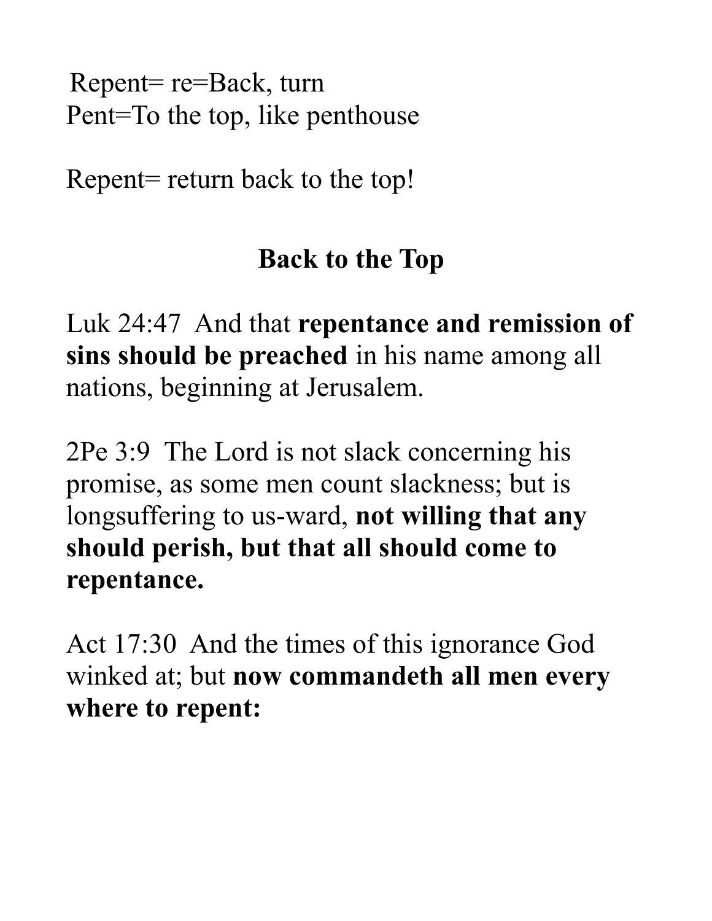Repent= re=Back, turn
Pent=To the top, like penthouse

Repent= return back to the top!

## Back to the Top

Luk 24:47 And that **repentance and remission of sins should be preached** in his name among all nations, beginning at Jerusalem.

2Pe 3:9 The Lord is not slack concerning his promise, as some men count slackness; but is longsuffering to us-ward, **not willing that any should perish, but that all should come to repentance.**

Act 17:30 And the times of this ignorance God winked at; but **now commandeth all men every where to repent:**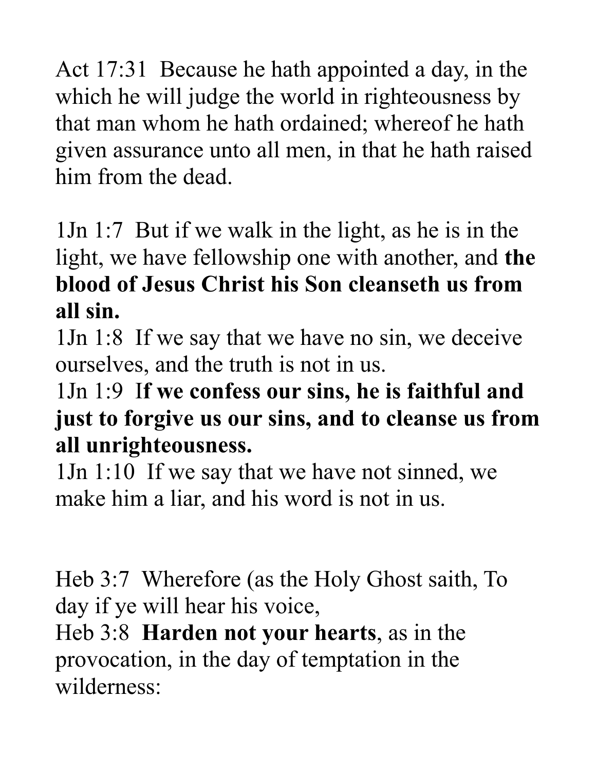Act 17:31  Because he hath appointed a day, in the which he will judge the world in righteousness by that man whom he hath ordained; whereof he hath given assurance unto all men, in that he hath raised him from the dead.

1Jn 1:7  But if we walk in the light, as he is in the light, we have fellowship one with another, and **the blood of Jesus Christ his Son cleanseth us from all sin.**
1Jn 1:8  If we say that we have no sin, we deceive ourselves, and the truth is not in us.
1Jn 1:9  I**f we confess our sins, he is faithful and just to forgive us our sins, and to cleanse us from all unrighteousness.**
1Jn 1:10  If we say that we have not sinned, we make him a liar, and his word is not in us.

Heb 3:7  Wherefore (as the Holy Ghost saith, To day if ye will hear his voice,
Heb 3:8  **Harden not your hearts**, as in the provocation, in the day of temptation in the wilderness: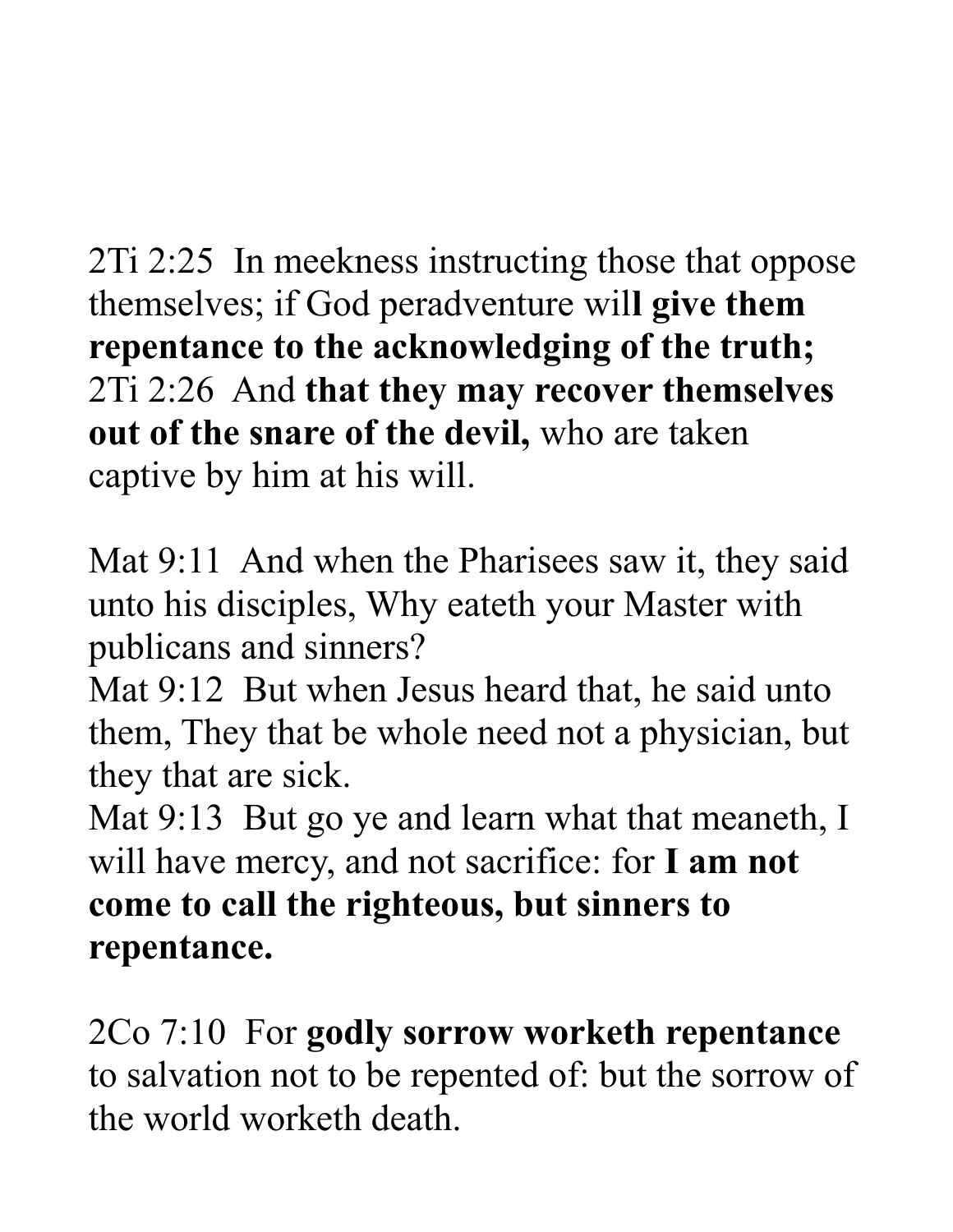2Ti 2:25  In meekness instructing those that oppose themselves; if God peradventure will **give them repentance to the acknowledging of the truth;**
2Ti 2:26  And **that they may recover themselves out of the snare of the devil,** who are taken captive by him at his will.

Mat 9:11  And when the Pharisees saw it, they said unto his disciples, Why eateth your Master with publicans and sinners?
Mat 9:12  But when Jesus heard that, he said unto them, They that be whole need not a physician, but they that are sick.
Mat 9:13  But go ye and learn what that meaneth, I will have mercy, and not sacrifice: for **I am not come to call the righteous, but sinners to repentance.**

2Co 7:10  For **godly sorrow worketh repentance** to salvation not to be repented of: but the sorrow of the world worketh death.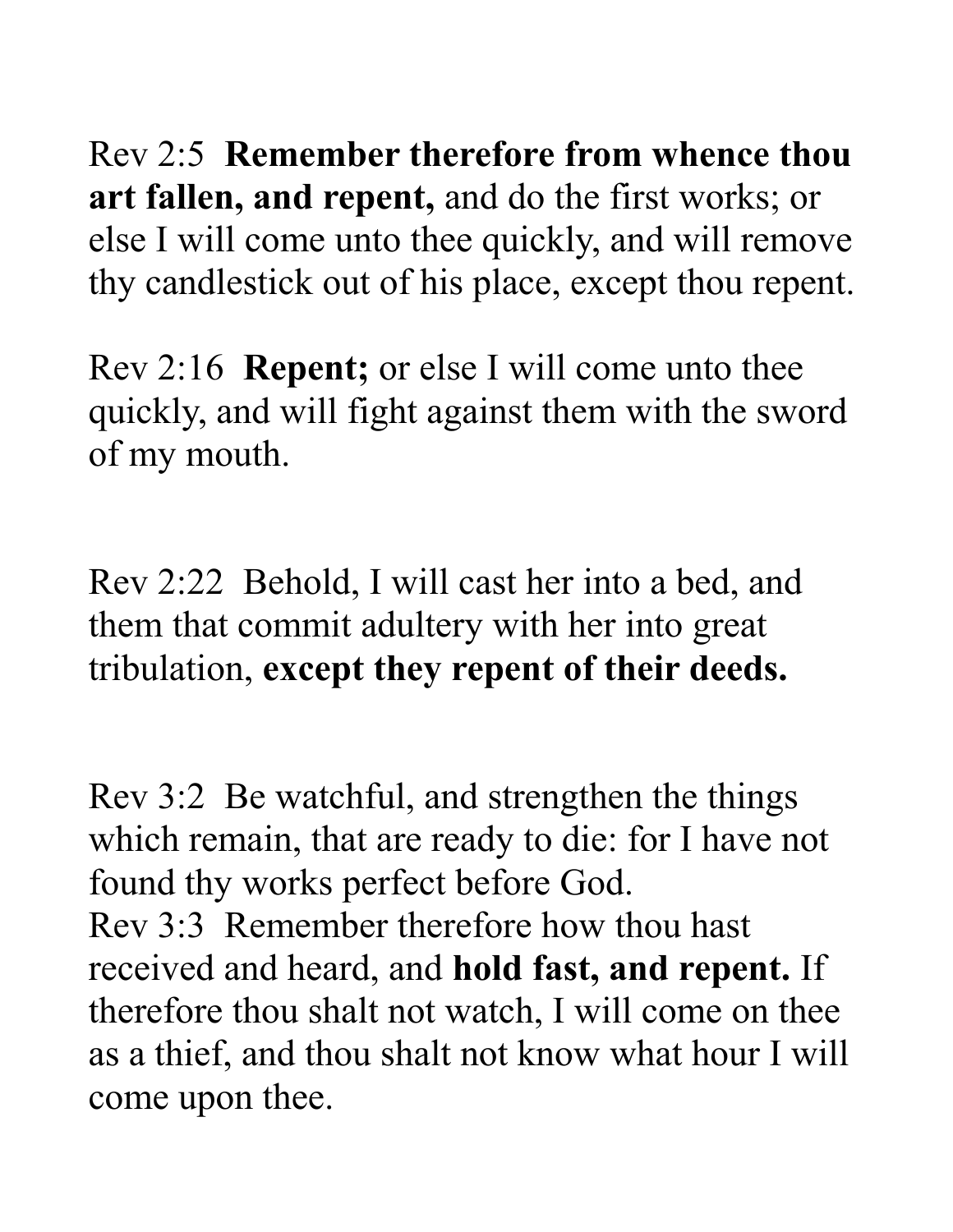Rev 2:5  **Remember therefore from whence thou art fallen, and repent,** and do the first works; or else I will come unto thee quickly, and will remove thy candlestick out of his place, except thou repent.

Rev 2:16  **Repent;** or else I will come unto thee quickly, and will fight against them with the sword of my mouth.

Rev 2:22  Behold, I will cast her into a bed, and them that commit adultery with her into great tribulation, **except they repent of their deeds.**

Rev 3:2  Be watchful, and strengthen the things which remain, that are ready to die: for I have not found thy works perfect before God.
Rev 3:3  Remember therefore how thou hast received and heard, and **hold fast, and repent.** If therefore thou shalt not watch, I will come on thee as a thief, and thou shalt not know what hour I will come upon thee.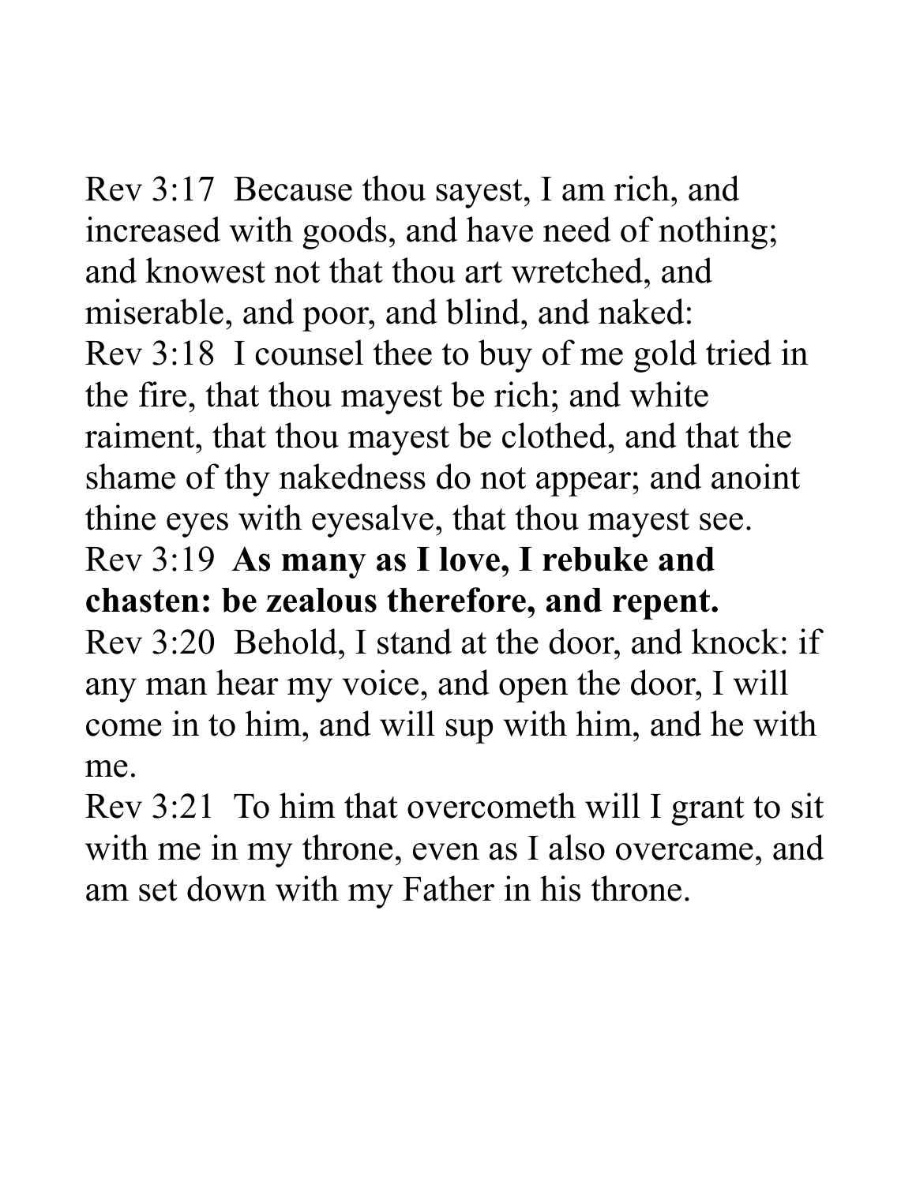Rev 3:17 Because thou sayest, I am rich, and increased with goods, and have need of nothing; and knowest not that thou art wretched, and miserable, and poor, and blind, and naked:
Rev 3:18 I counsel thee to buy of me gold tried in the fire, that thou mayest be rich; and white raiment, that thou mayest be clothed, and that the shame of thy nakedness do not appear; and anoint thine eyes with eyesalve, that thou mayest see.
Rev 3:19 **As many as I love, I rebuke and chasten: be zealous therefore, and repent.**
Rev 3:20 Behold, I stand at the door, and knock: if any man hear my voice, and open the door, I will come in to him, and will sup with him, and he with me.
Rev 3:21 To him that overcometh will I grant to sit with me in my throne, even as I also overcame, and am set down with my Father in his throne.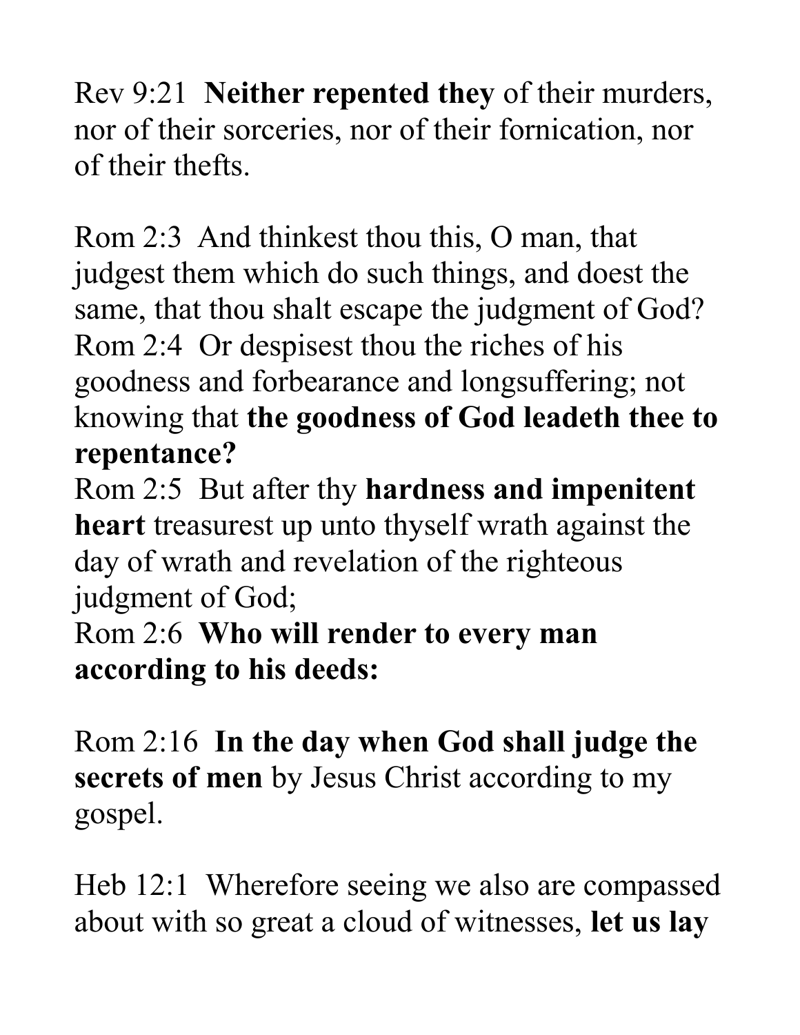Rev 9:21  **Neither repented they** of their murders, nor of their sorceries, nor of their fornication, nor of their thefts.

Rom 2:3  And thinkest thou this, O man, that judgest them which do such things, and doest the same, that thou shalt escape the judgment of God?
Rom 2:4  Or despisest thou the riches of his goodness and forbearance and longsuffering; not knowing that **the goodness of God leadeth thee to repentance?**
Rom 2:5  But after thy **hardness and impenitent heart** treasurest up unto thyself wrath against the day of wrath and revelation of the righteous judgment of God;
Rom 2:6  **Who will render to every man according to his deeds:**

Rom 2:16  **In the day when God shall judge the secrets of men** by Jesus Christ according to my gospel.

Heb 12:1  Wherefore seeing we also are compassed about with so great a cloud of witnesses, **let us lay**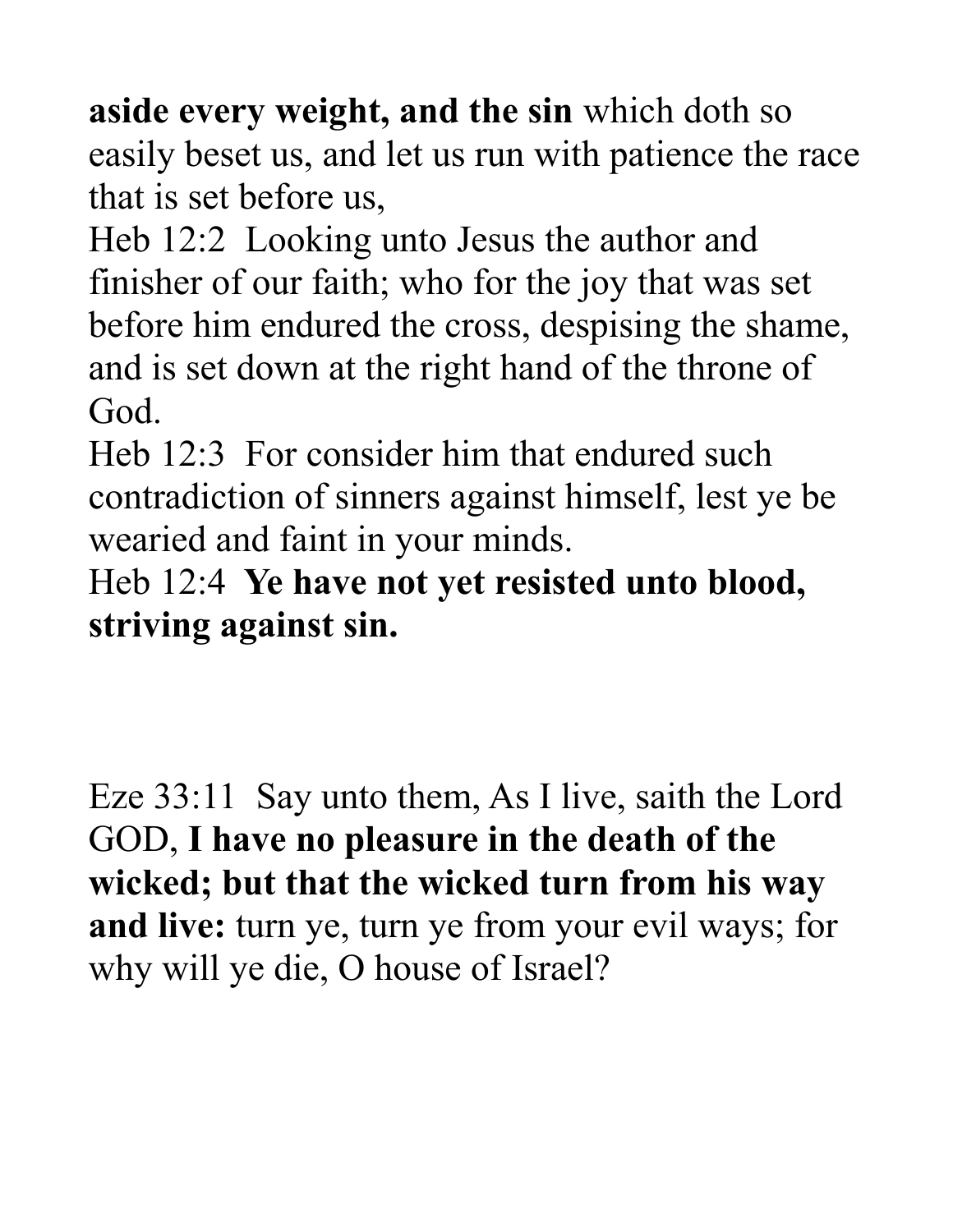**aside every weight, and the sin** which doth so easily beset us, and let us run with patience the race that is set before us,

Heb 12:2  Looking unto Jesus the author and finisher of our faith; who for the joy that was set before him endured the cross, despising the shame, and is set down at the right hand of the throne of God.

Heb 12:3  For consider him that endured such contradiction of sinners against himself, lest ye be wearied and faint in your minds.

Heb 12:4  **Ye have not yet resisted unto blood, striving against sin.**

Eze 33:11  Say unto them, As I live, saith the Lord GOD, **I have no pleasure in the death of the wicked; but that the wicked turn from his way and live:** turn ye, turn ye from your evil ways; for why will ye die, O house of Israel?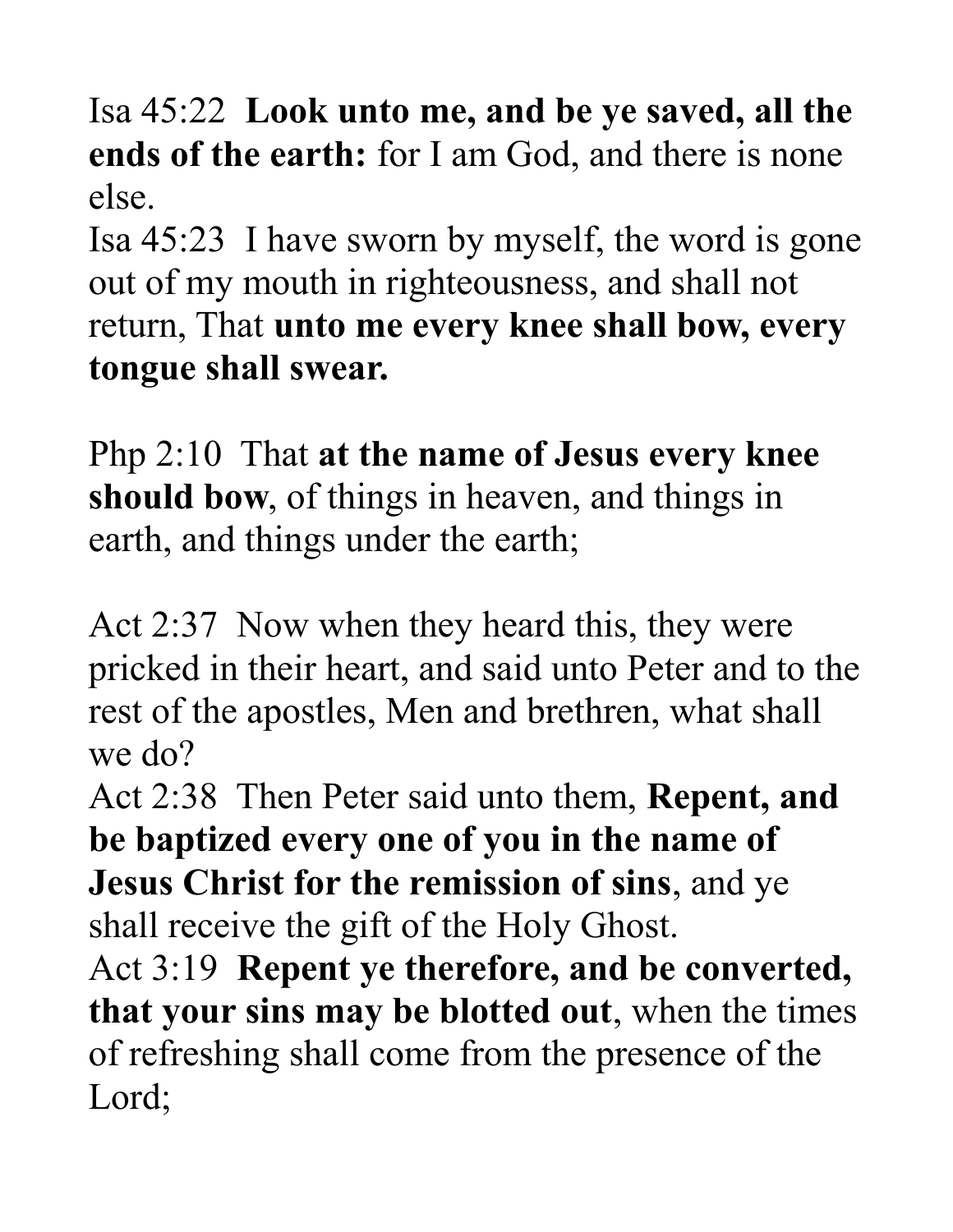Isa 45:22 **Look unto me, and be ye saved, all the ends of the earth:** for I am God, and there is none else.
Isa 45:23 I have sworn by myself, the word is gone out of my mouth in righteousness, and shall not return, That **unto me every knee shall bow, every tongue shall swear.**

Php 2:10 That **at the name of Jesus every knee should bow**, of things in heaven, and things in earth, and things under the earth;

Act 2:37 Now when they heard this, they were pricked in their heart, and said unto Peter and to the rest of the apostles, Men and brethren, what shall we do?
Act 2:38 Then Peter said unto them, **Repent, and be baptized every one of you in the name of Jesus Christ for the remission of sins**, and ye shall receive the gift of the Holy Ghost.
Act 3:19 **Repent ye therefore, and be converted, that your sins may be blotted out**, when the times of refreshing shall come from the presence of the Lord;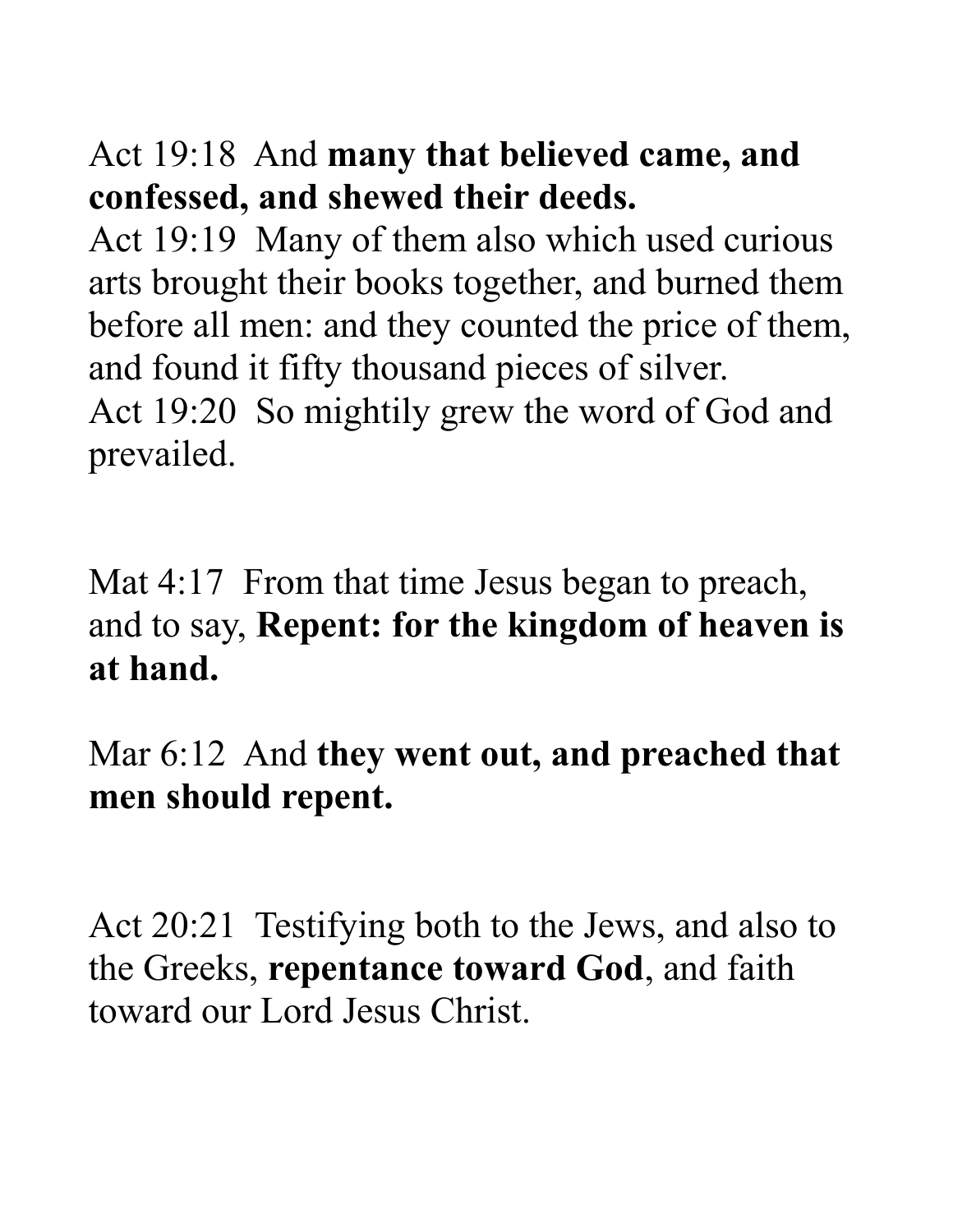Act 19:18 And **many that believed came, and confessed, and shewed their deeds.**
Act 19:19 Many of them also which used curious arts brought their books together, and burned them before all men: and they counted the price of them, and found it fifty thousand pieces of silver.
Act 19:20 So mightily grew the word of God and prevailed.

Mat 4:17 From that time Jesus began to preach, and to say, **Repent: for the kingdom of heaven is at hand.**

Mar 6:12 And **they went out, and preached that men should repent.**

Act 20:21 Testifying both to the Jews, and also to the Greeks, **repentance toward God**, and faith toward our Lord Jesus Christ.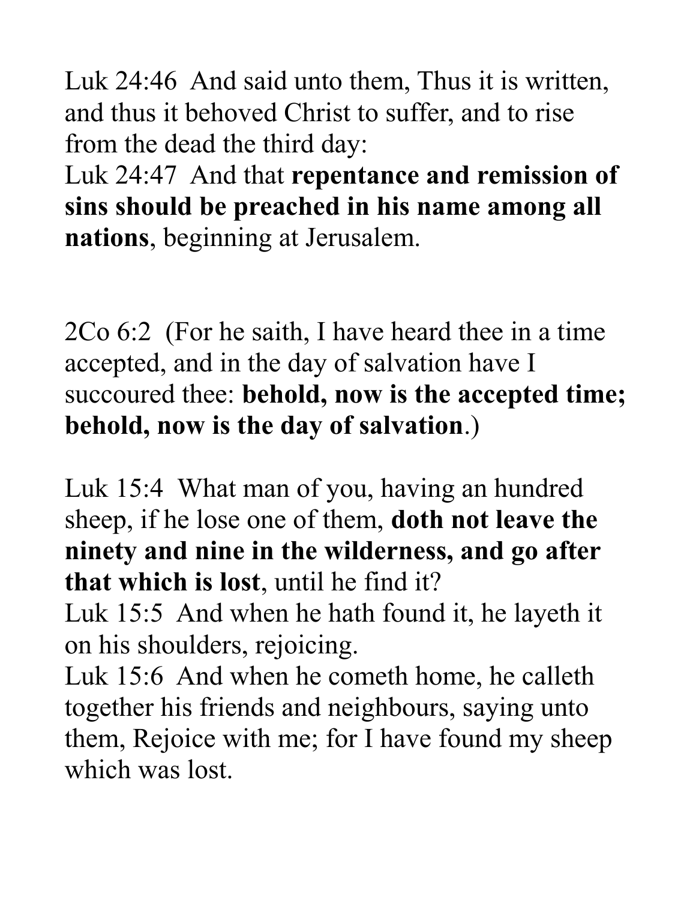Luk 24:46  And said unto them, Thus it is written, and thus it behoved Christ to suffer, and to rise from the dead the third day:
Luk 24:47  And that **repentance and remission of sins should be preached in his name among all nations**, beginning at Jerusalem.

2Co 6:2  (For he saith, I have heard thee in a time accepted, and in the day of salvation have I succoured thee: **behold, now is the accepted time; behold, now is the day of salvation**.)

Luk 15:4  What man of you, having an hundred sheep, if he lose one of them, **doth not leave the ninety and nine in the wilderness, and go after that which is lost**, until he find it?
Luk 15:5  And when he hath found it, he layeth it on his shoulders, rejoicing.
Luk 15:6  And when he cometh home, he calleth together his friends and neighbours, saying unto them, Rejoice with me; for I have found my sheep which was lost.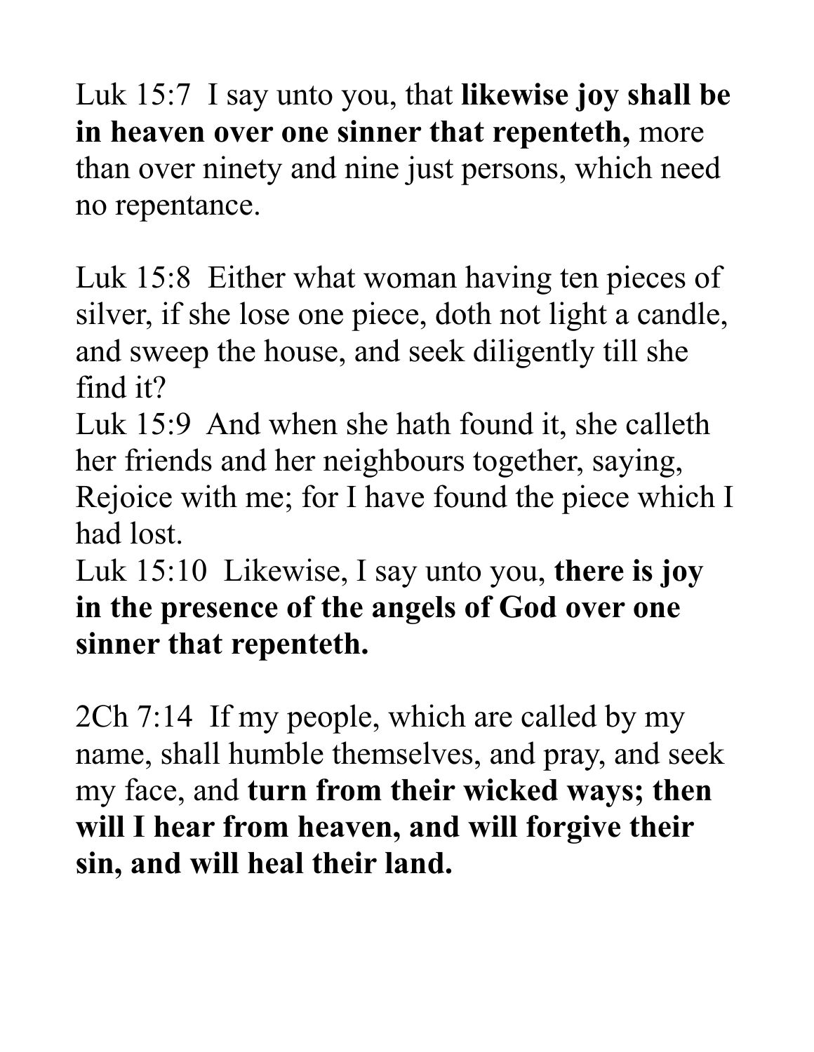Luk 15:7  I say unto you, that **likewise joy shall be in heaven over one sinner that repenteth,** more than over ninety and nine just persons, which need no repentance.

Luk 15:8  Either what woman having ten pieces of silver, if she lose one piece, doth not light a candle, and sweep the house, and seek diligently till she find it?
Luk 15:9  And when she hath found it, she calleth her friends and her neighbours together, saying, Rejoice with me; for I have found the piece which I had lost.
Luk 15:10  Likewise, I say unto you, **there is joy in the presence of the angels of God over one sinner that repenteth.**

2Ch 7:14  If my people, which are called by my name, shall humble themselves, and pray, and seek my face, and **turn from their wicked ways; then will I hear from heaven, and will forgive their sin, and will heal their land.**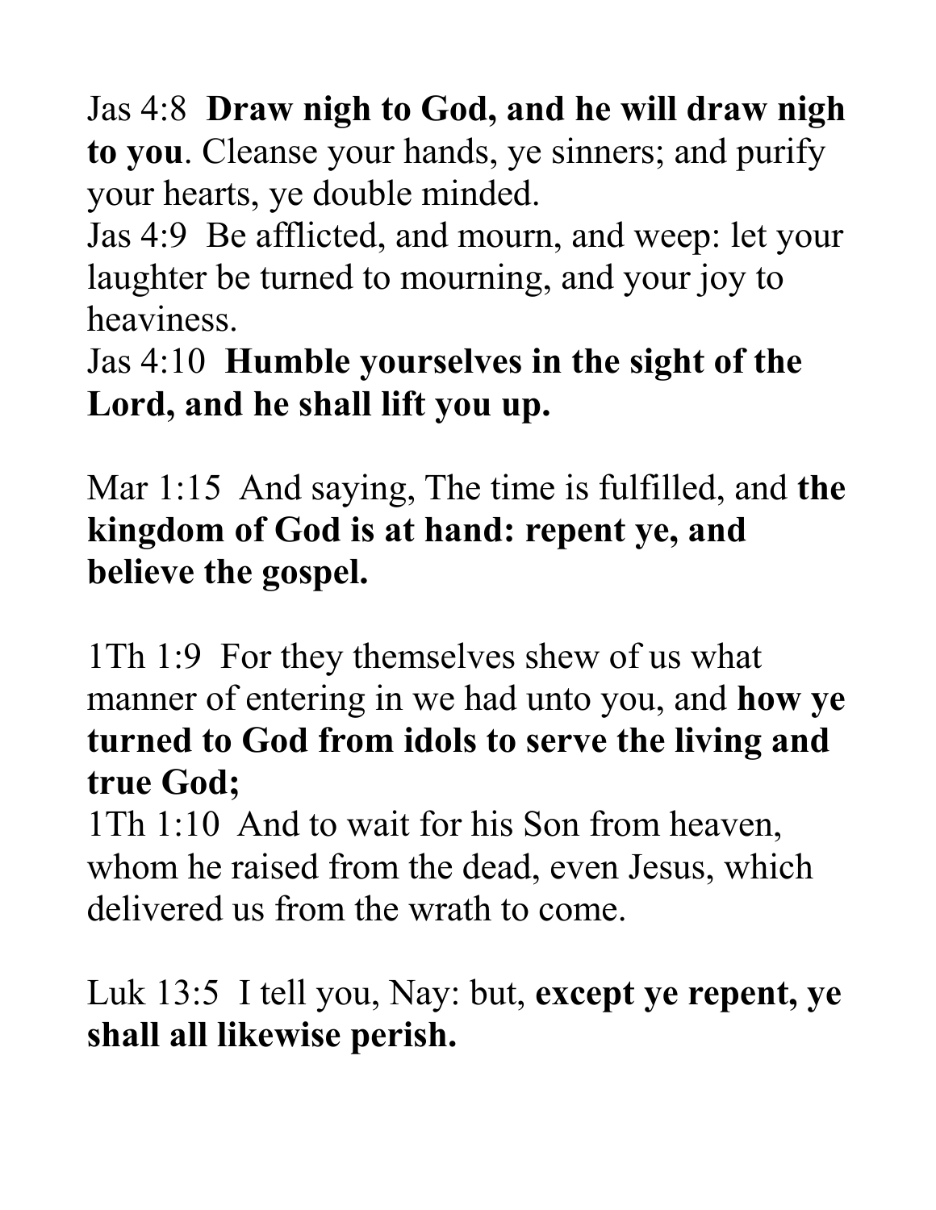Jas 4:8  **Draw nigh to God, and he will draw nigh to you**. Cleanse your hands, ye sinners; and purify your hearts, ye double minded.
Jas 4:9  Be afflicted, and mourn, and weep: let your laughter be turned to mourning, and your joy to heaviness.
Jas 4:10  **Humble yourselves in the sight of the Lord, and he shall lift you up.**

Mar 1:15  And saying, The time is fulfilled, and **the kingdom of God is at hand: repent ye, and believe the gospel.**

1Th 1:9  For they themselves shew of us what manner of entering in we had unto you, and **how ye turned to God from idols to serve the living and true God;**
1Th 1:10  And to wait for his Son from heaven, whom he raised from the dead, even Jesus, which delivered us from the wrath to come.

Luk 13:5  I tell you, Nay: but, **except ye repent, ye shall all likewise perish.**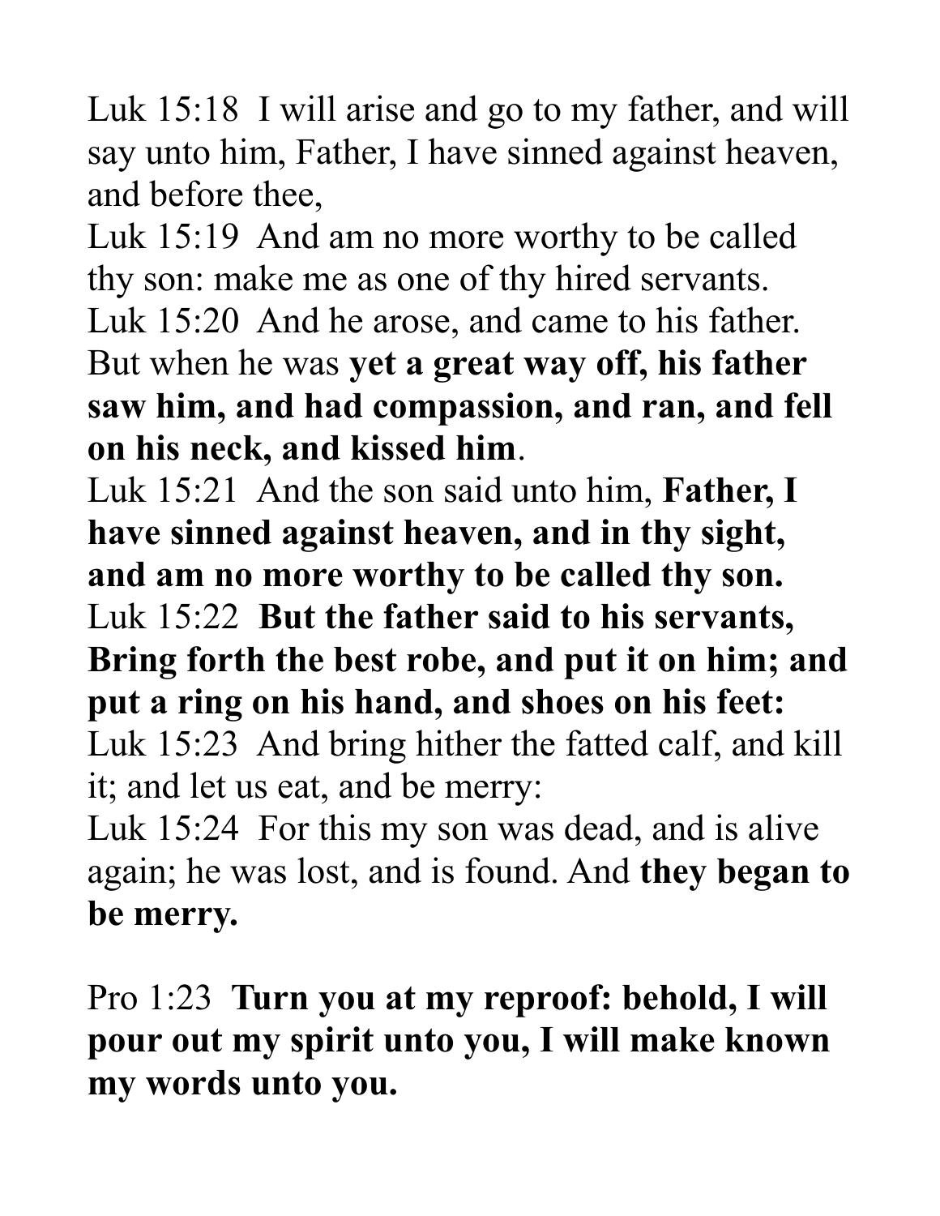Luk 15:18  I will arise and go to my father, and will say unto him, Father, I have sinned against heaven, and before thee,

Luk 15:19  And am no more worthy to be called thy son: make me as one of thy hired servants.

Luk 15:20  And he arose, and came to his father. But when he was **yet a great way off, his father saw him, and had compassion, and ran, and fell on his neck, and kissed him**.

Luk 15:21  And the son said unto him, **Father, I have sinned against heaven, and in thy sight, and am no more worthy to be called thy son.**

Luk 15:22  **But the father said to his servants, Bring forth the best robe, and put it on him; and put a ring on his hand, and shoes on his feet:**

Luk 15:23  And bring hither the fatted calf, and kill it; and let us eat, and be merry:

Luk 15:24  For this my son was dead, and is alive again; he was lost, and is found. And **they began to be merry.**

Pro 1:23  **Turn you at my reproof: behold, I will pour out my spirit unto you, I will make known my words unto you.**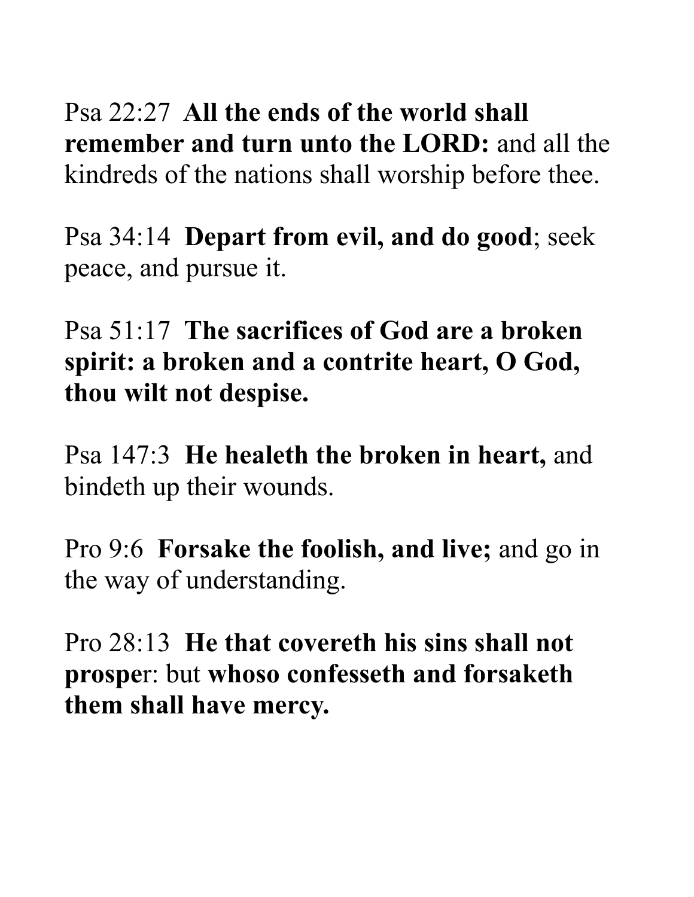Psa 22:27 **All the ends of the world shall remember and turn unto the LORD:** and all the kindreds of the nations shall worship before thee.

Psa 34:14 **Depart from evil, and do good**; seek peace, and pursue it.

Psa 51:17 **The sacrifices of God are a broken spirit: a broken and a contrite heart, O God, thou wilt not despise.**

Psa 147:3 **He healeth the broken in heart,** and bindeth up their wounds.

Pro 9:6 **Forsake the foolish, and live;** and go in the way of understanding.

Pro 28:13 **He that covereth his sins shall not prosper**: but **whoso confesseth and forsaketh them shall have mercy.**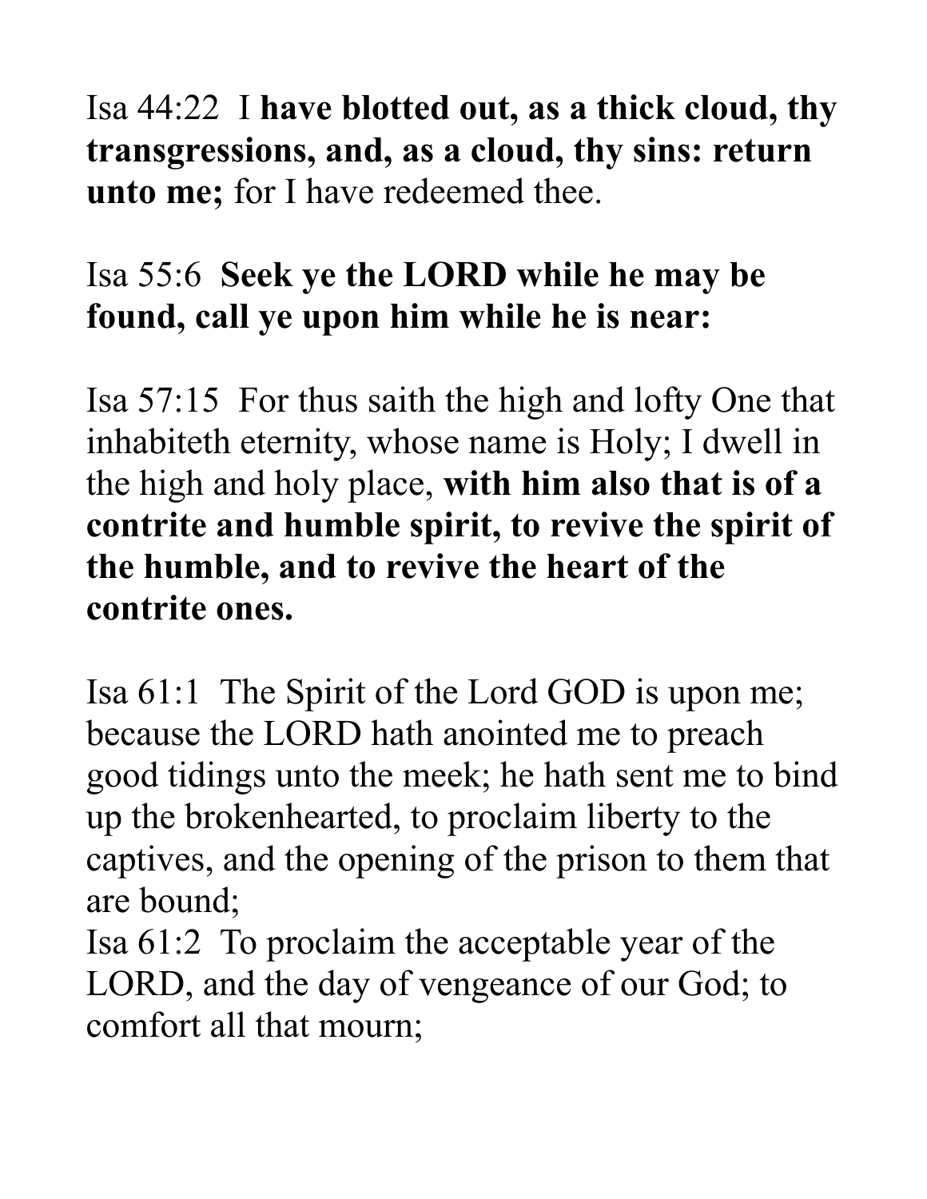Isa 44:22  I **have blotted out, as a thick cloud, thy transgressions, and, as a cloud, thy sins: return unto me;** for I have redeemed thee.

Isa 55:6  **Seek ye the LORD while he may be found, call ye upon him while he is near:**

Isa 57:15  For thus saith the high and lofty One that inhabiteth eternity, whose name is Holy; I dwell in the high and holy place, **with him also that is of a contrite and humble spirit, to revive the spirit of the humble, and to revive the heart of the contrite ones.**

Isa 61:1  The Spirit of the Lord GOD is upon me; because the LORD hath anointed me to preach good tidings unto the meek; he hath sent me to bind up the brokenhearted, to proclaim liberty to the captives, and the opening of the prison to them that are bound;
Isa 61:2  To proclaim the acceptable year of the LORD, and the day of vengeance of our God; to comfort all that mourn;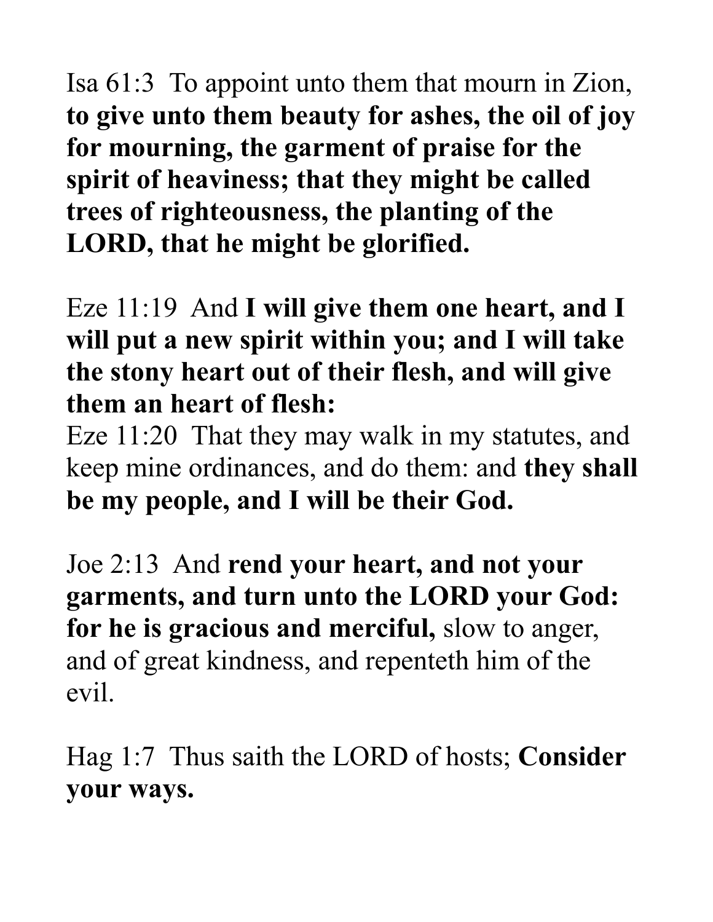Isa 61:3  To appoint unto them that mourn in Zion, **to give unto them beauty for ashes, the oil of joy for mourning, the garment of praise for the spirit of heaviness; that they might be called trees of righteousness, the planting of the LORD, that he might be glorified.**

Eze 11:19  And **I will give them one heart, and I will put a new spirit within you; and I will take the stony heart out of their flesh, and will give them an heart of flesh:**
Eze 11:20  That they may walk in my statutes, and keep mine ordinances, and do them: and **they shall be my people, and I will be their God.**

Joe 2:13  And **rend your heart, and not your garments, and turn unto the LORD your God: for he is gracious and merciful,** slow to anger, and of great kindness, and repenteth him of the evil.

Hag 1:7  Thus saith the LORD of hosts; **Consider your ways.**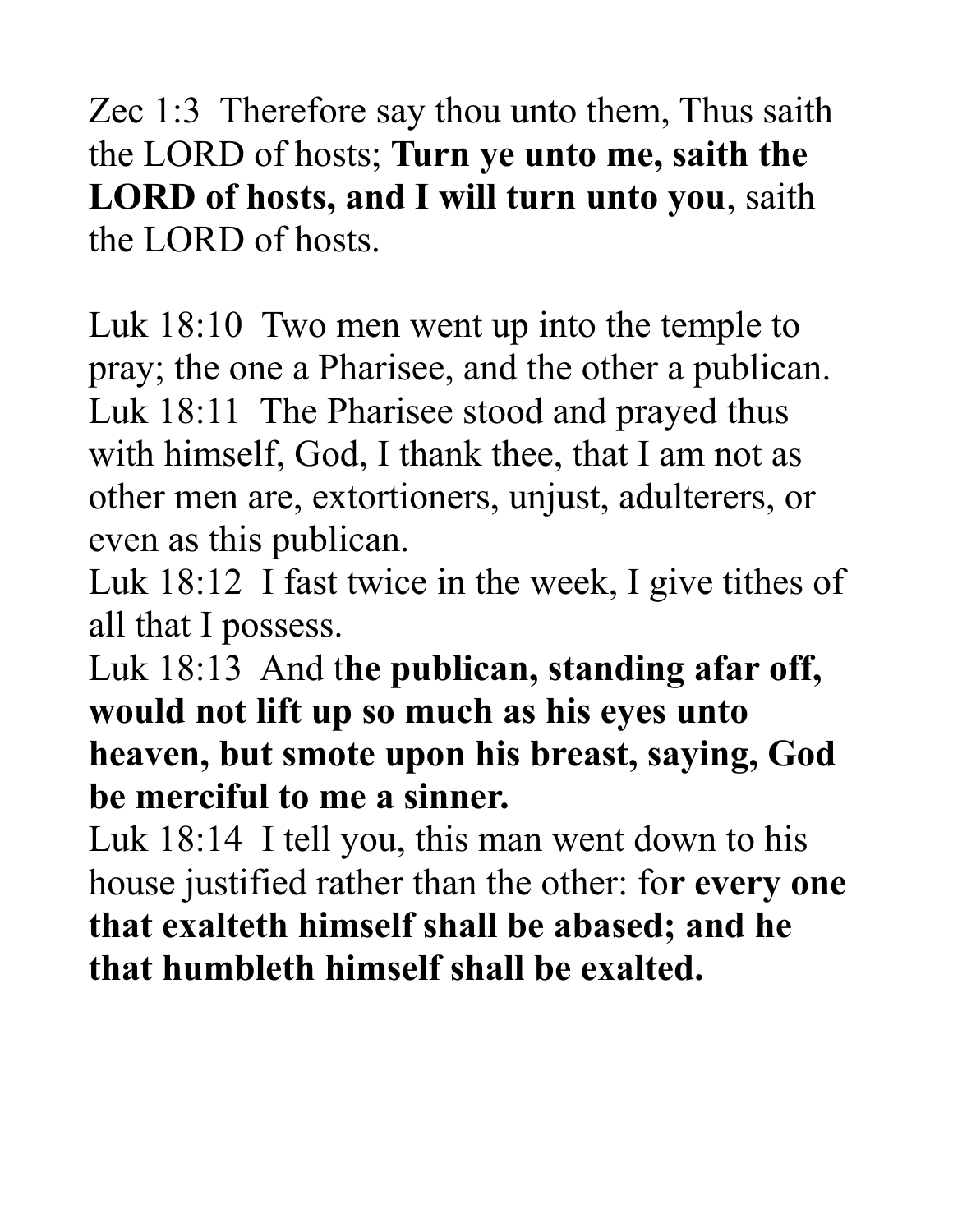Zec 1:3  Therefore say thou unto them, Thus saith the LORD of hosts; **Turn ye unto me, saith the LORD of hosts, and I will turn unto you**, saith the LORD of hosts.

Luk 18:10  Two men went up into the temple to pray; the one a Pharisee, and the other a publican.
Luk 18:11  The Pharisee stood and prayed thus with himself, God, I thank thee, that I am not as other men are, extortioners, unjust, adulterers, or even as this publican.
Luk 18:12  I fast twice in the week, I give tithes of all that I possess.
Luk 18:13  And t**he publican, standing afar off, would not lift up so much as his eyes unto heaven, but smote upon his breast, saying, God be merciful to me a sinner.**
Luk 18:14  I tell you, this man went down to his house justified rather than the other: fo**r every one that exalteth himself shall be abased; and he that humbleth himself shall be exalted.**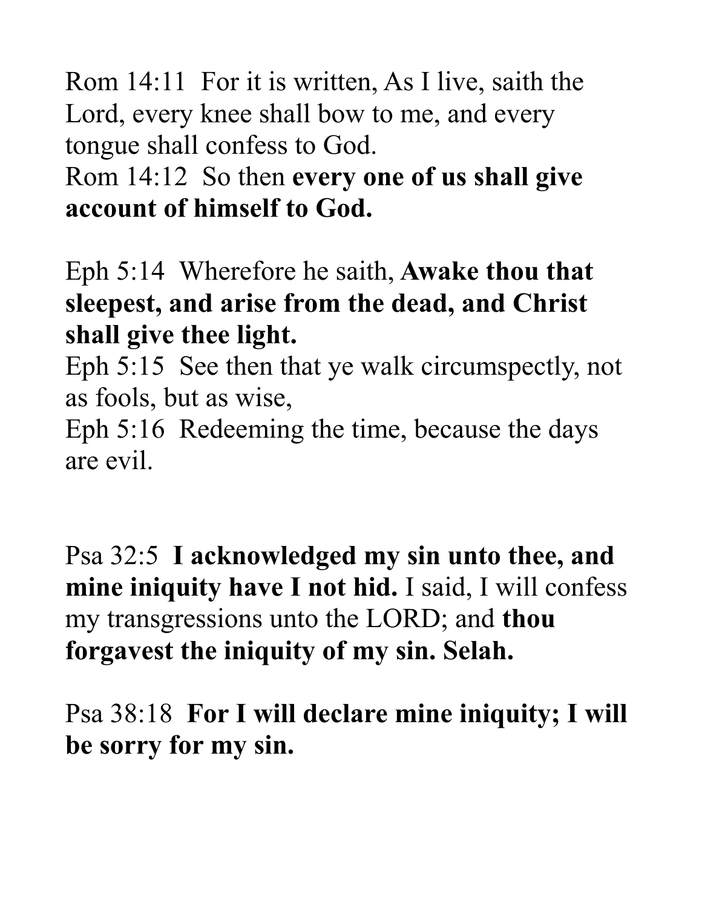Rom 14:11 For it is written, As I live, saith the Lord, every knee shall bow to me, and every tongue shall confess to God.
Rom 14:12 So then **every one of us shall give account of himself to God.**

Eph 5:14 Wherefore he saith, **Awake thou that sleepest, and arise from the dead, and Christ shall give thee light.**
Eph 5:15 See then that ye walk circumspectly, not as fools, but as wise,
Eph 5:16 Redeeming the time, because the days are evil.

Psa 32:5 **I acknowledged my sin unto thee, and mine iniquity have I not hid.** I said, I will confess my transgressions unto the LORD; and **thou forgavest the iniquity of my sin. Selah.**

Psa 38:18 **For I will declare mine iniquity; I will be sorry for my sin.**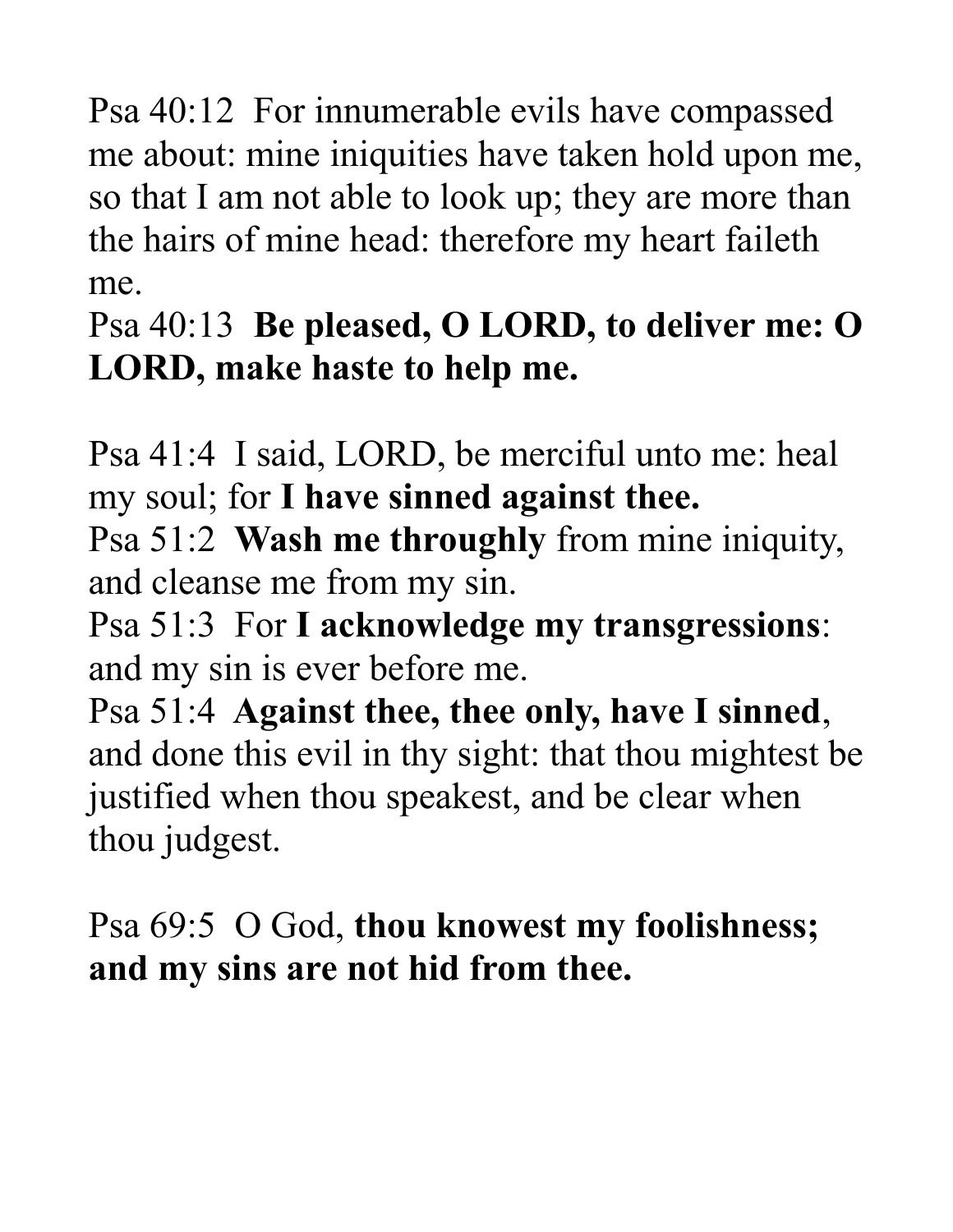Psa 40:12  For innumerable evils have compassed me about: mine iniquities have taken hold upon me, so that I am not able to look up; they are more than the hairs of mine head: therefore my heart faileth me.
Psa 40:13  **Be pleased, O LORD, to deliver me: O LORD, make haste to help me.**

Psa 41:4  I said, LORD, be merciful unto me: heal my soul; for **I have sinned against thee.**
Psa 51:2  **Wash me throughly** from mine iniquity, and cleanse me from my sin.
Psa 51:3  For **I acknowledge my transgressions**: and my sin is ever before me.
Psa 51:4  **Against thee, thee only, have I sinned**, and done this evil in thy sight: that thou mightest be justified when thou speakest, and be clear when thou judgest.

Psa 69:5  O God, **thou knowest my foolishness; and my sins are not hid from thee.**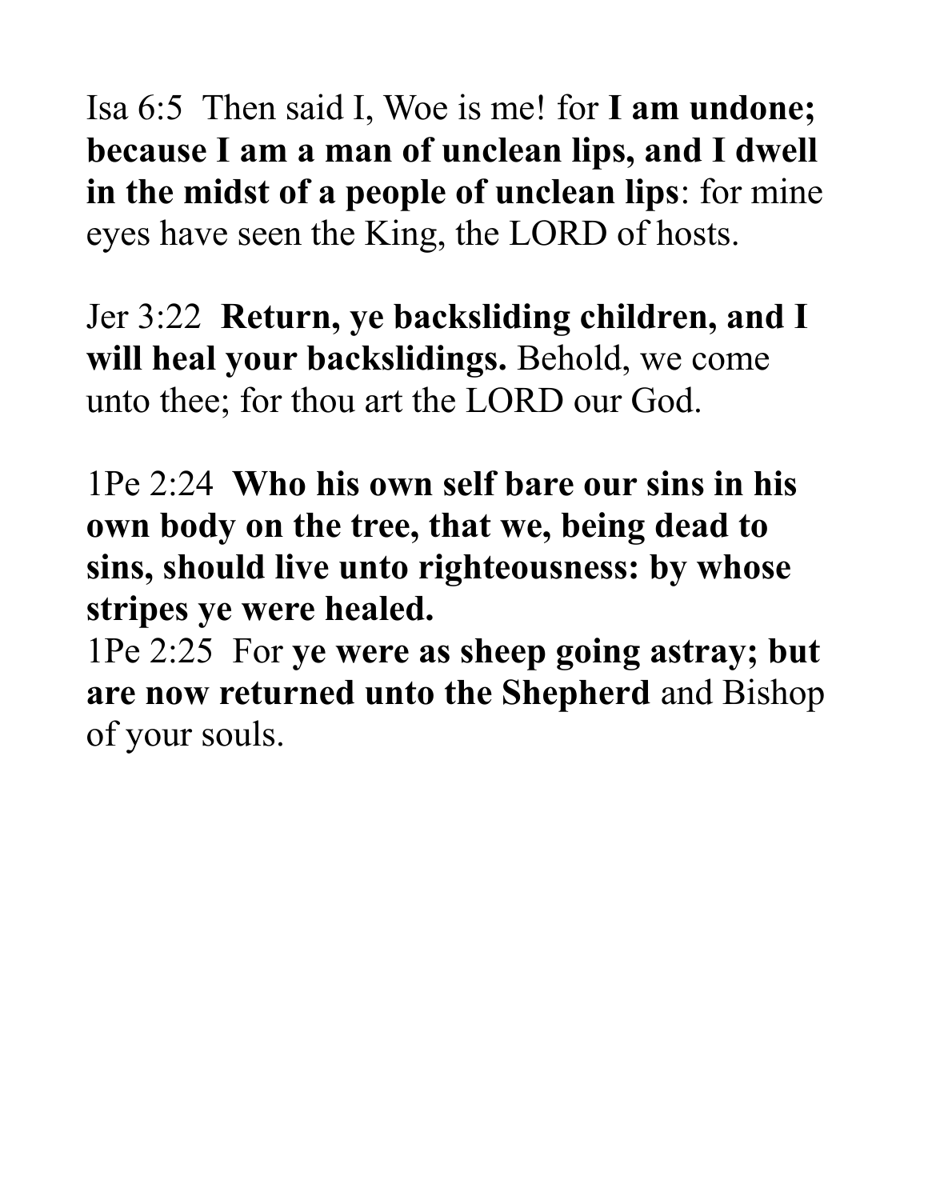Isa 6:5  Then said I, Woe is me! for **I am undone; because I am a man of unclean lips, and I dwell in the midst of a people of unclean lips**: for mine eyes have seen the King, the LORD of hosts.

Jer 3:22  **Return, ye backsliding children, and I will heal your backslidings.** Behold, we come unto thee; for thou art the LORD our God.

1Pe 2:24  **Who his own self bare our sins in his own body on the tree, that we, being dead to sins, should live unto righteousness: by whose stripes ye were healed.**
1Pe 2:25  For **ye were as sheep going astray; but are now returned unto the Shepherd** and Bishop of your souls.